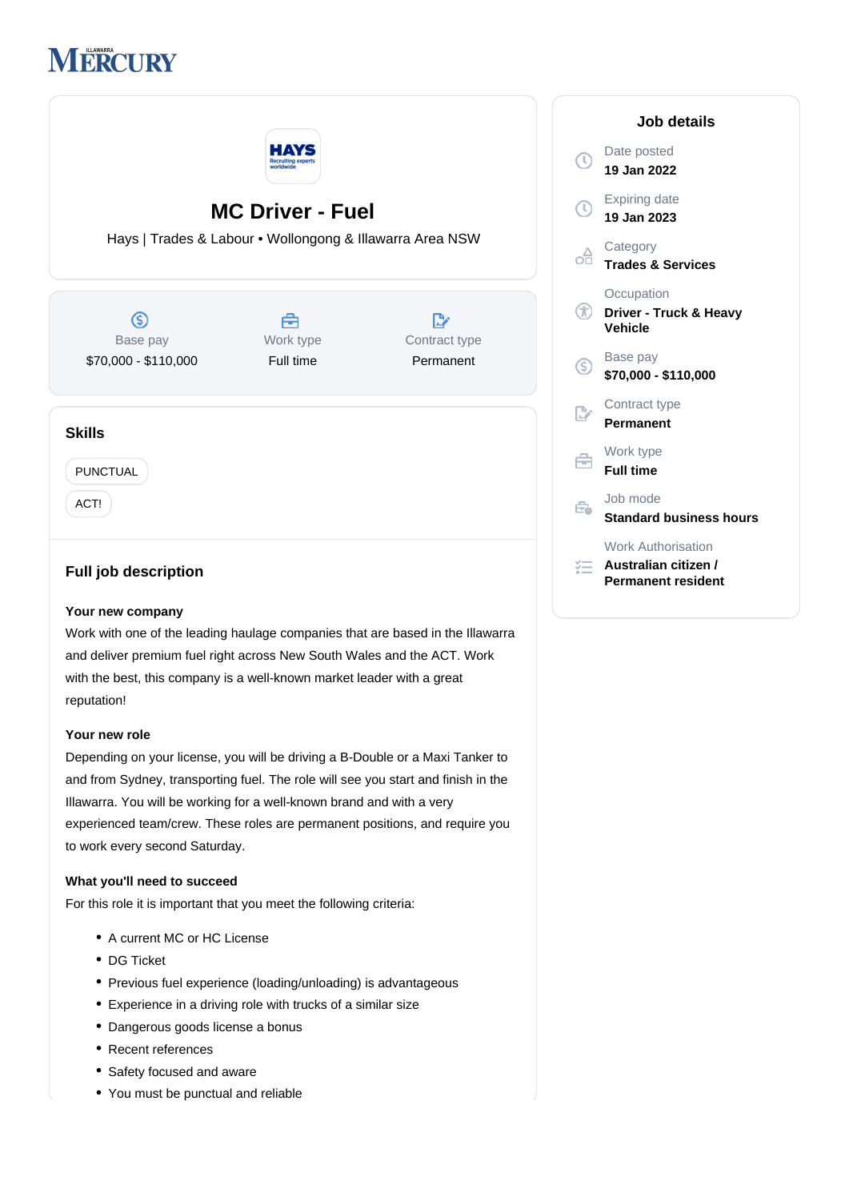# MC Driver - Fuel

Hays | Trades & Labour • Wollongong & Illawarra Area NSW

| Base pay | Work type | Contract type |
|---|---|---|
| $70,000 - $110,000 | Full time | Permanent |

## Skills

- PUNCTUAL
- ACT!

## Full job description

**Your new company**

Work with one of the leading haulage companies that are based in the Illawarra and deliver premium fuel right across New South Wales and the ACT. Work with the best, this company is a well-known market leader with a great reputation!

**Your new role**

Depending on your license, you will be driving a B-Double or a Maxi Tanker to and from Sydney, transporting fuel. The role will see you start and finish in the Illawarra. You will be working for a well-known brand and with a very experienced team/crew. These roles are permanent positions, and require you to work every second Saturday.

**What you'll need to succeed**

For this role it is important that you meet the following criteria:

- A current MC or HC License
- DG Ticket
- Previous fuel experience (loading/unloading) is advantageous
- Experience in a driving role with trucks of a similar size
- Dangerous goods license a bonus
- Recent references
- Safety focused and aware
- You must be punctual and reliable

## Job details

**Date posted**
19 Jan 2022

**Expiring date**
19 Jan 2023

**Category**
Trades & Services

**Occupation**
Driver - Truck & Heavy Vehicle

**Base pay**
$70,000 - $110,000

**Contract type**
Permanent

**Work type**
Full time

**Job mode**
Standard business hours

**Work Authorisation**
Australian citizen / Permanent resident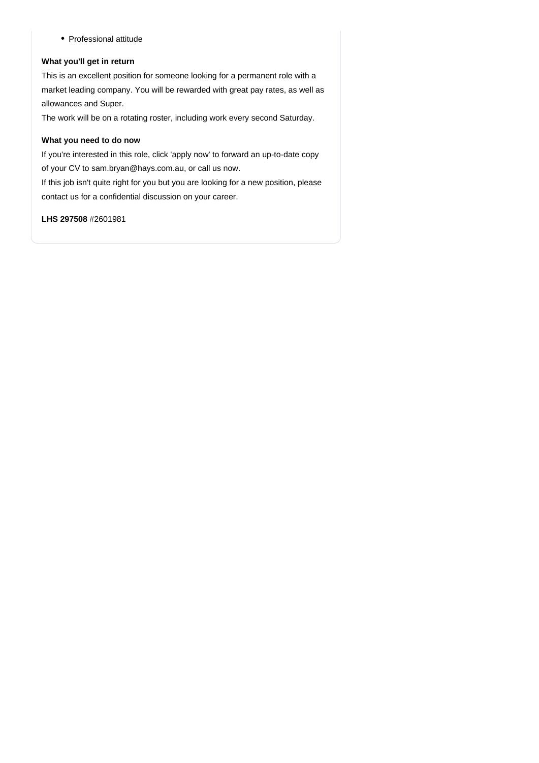- Professional attitude

**What you'll get in return**

This is an excellent position for someone looking for a permanent role with a market leading company. You will be rewarded with great pay rates, as well as allowances and Super.

The work will be on a rotating roster, including work every second Saturday.

**What you need to do now**

If you're interested in this role, click 'apply now' to forward an up-to-date copy of your CV to sam.bryan@hays.com.au, or call us now.

If this job isn't quite right for you but you are looking for a new position, please contact us for a confidential discussion on your career.

**LHS 297508** #2601981